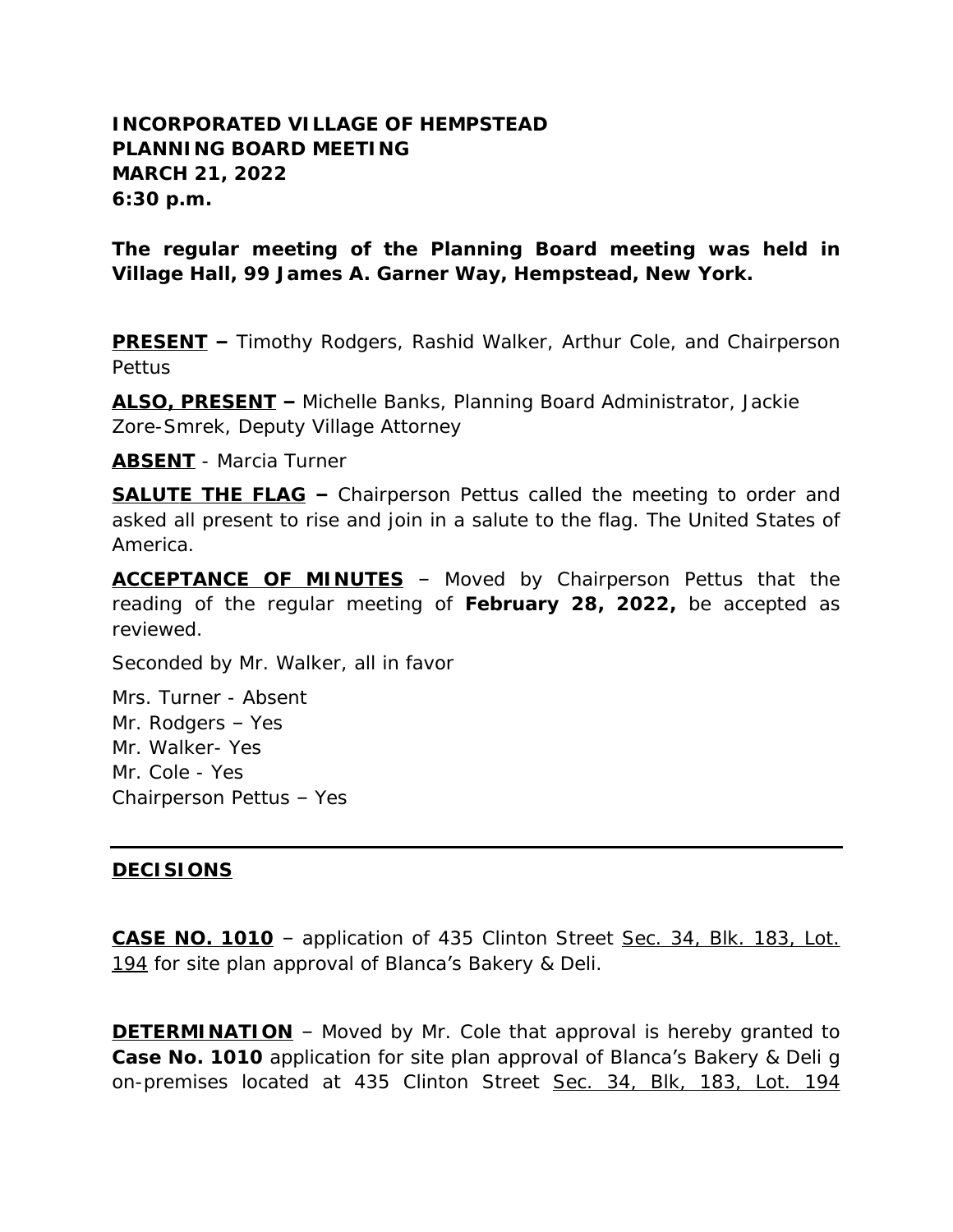**INCORPORATED VILLAGE OF HEMPSTEAD**
**PLANNING BOARD MEETING**
**MARCH 21, 2022**
**6:30 p.m.**

**The regular meeting of the Planning Board meeting was held in Village Hall, 99 James A. Garner Way, Hempstead, New York.**

**PRESENT –** Timothy Rodgers, Rashid Walker, Arthur Cole, and Chairperson Pettus

**ALSO, PRESENT –** Michelle Banks, Planning Board Administrator, Jackie Zore-Smrek, Deputy Village Attorney

**ABSENT** - Marcia Turner

**SALUTE THE FLAG –** Chairperson Pettus called the meeting to order and asked all present to rise and join in a salute to the flag. The United States of America.

**ACCEPTANCE OF MINUTES** – Moved by Chairperson Pettus that the reading of the regular meeting of **February 28, 2022,** be accepted as reviewed.

Seconded by Mr. Walker, all in favor

Mrs. Turner - Absent
Mr. Rodgers – Yes
Mr. Walker- Yes
Mr. Cole - Yes
Chairperson Pettus – Yes

---

**DECISIONS**

**CASE NO. 1010** – application of 435 Clinton Street Sec. 34, Blk. 183, Lot. 194 for site plan approval of Blanca's Bakery & Deli.

**DETERMINATION** – Moved by Mr. Cole that approval is hereby granted to **Case No. 1010** application for site plan approval of Blanca's Bakery & Deli g on-premises located at 435 Clinton Street Sec. 34, Blk, 183, Lot. 194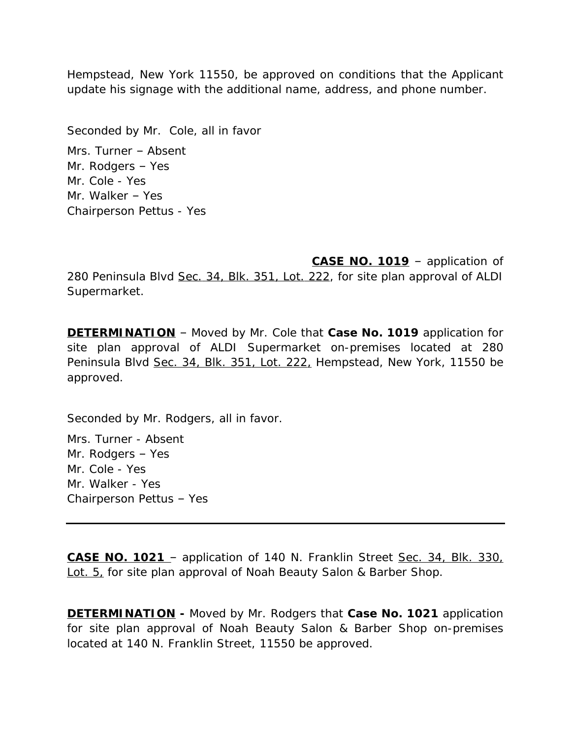Hempstead, New York 11550, be approved on conditions that the Applicant update his signage with the additional name, address, and phone number.

Seconded by Mr. Cole, all in favor

Mrs. Turner – Absent
Mr. Rodgers – Yes
Mr. Cole - Yes
Mr. Walker – Yes
Chairperson Pettus - Yes

**CASE NO. 1019** – application of 280 Peninsula Blvd Sec. 34, Blk. 351, Lot. 222, for site plan approval of ALDI Supermarket.

**DETERMINATION** – Moved by Mr. Cole that **Case No. 1019** application for site plan approval of ALDI Supermarket on-premises located at 280 Peninsula Blvd Sec. 34, Blk. 351, Lot. 222, Hempstead, New York, 11550 be approved.

Seconded by Mr. Rodgers, all in favor.

Mrs. Turner - Absent
Mr. Rodgers – Yes
Mr. Cole - Yes
Mr. Walker - Yes
Chairperson Pettus – Yes

---

**CASE NO. 1021** – application of 140 N. Franklin Street Sec. 34, Blk. 330, Lot. 5, for site plan approval of Noah Beauty Salon & Barber Shop.

**DETERMINATION -** Moved by Mr. Rodgers that **Case No. 1021** application for site plan approval of Noah Beauty Salon & Barber Shop on-premises located at 140 N. Franklin Street, 11550 be approved.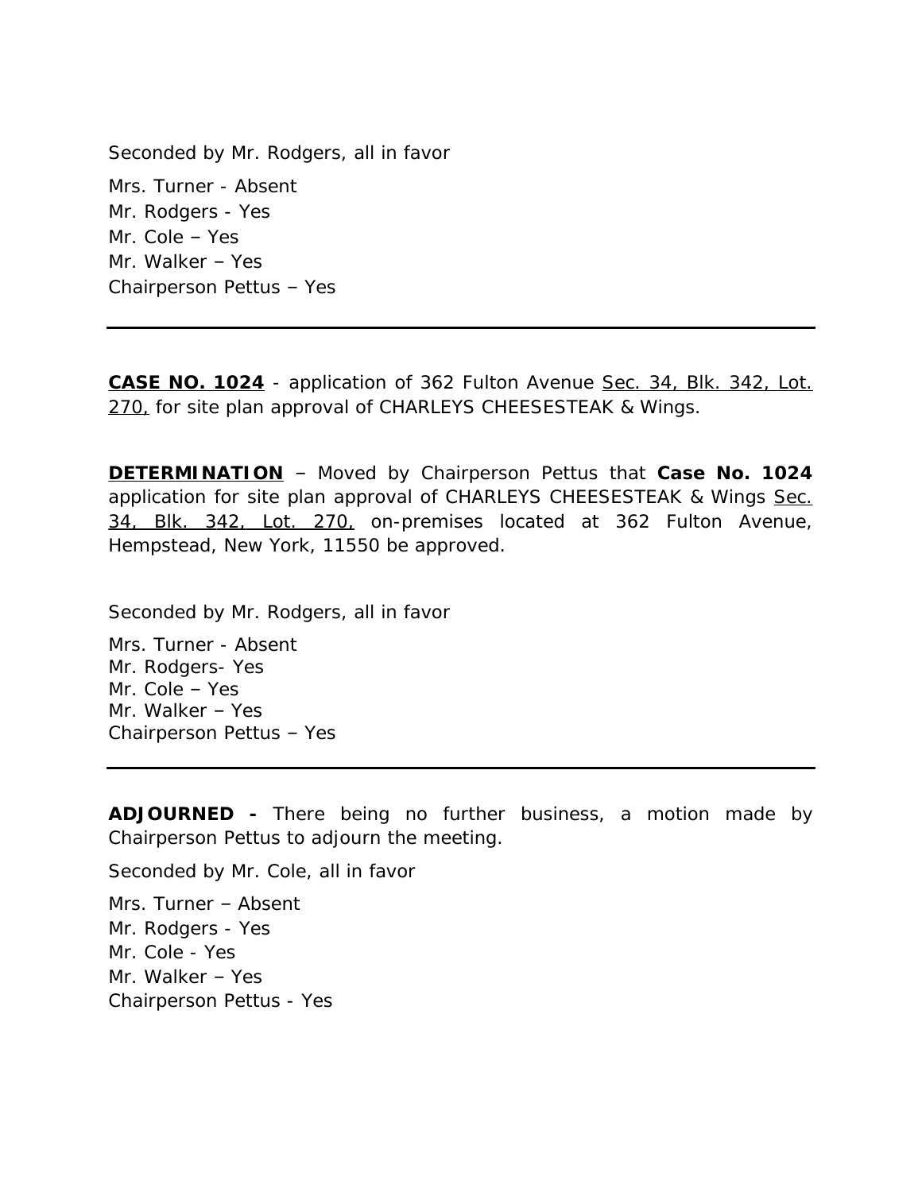Seconded by Mr. Rodgers, all in favor

Mrs. Turner - Absent
Mr. Rodgers - Yes
Mr. Cole – Yes
Mr. Walker – Yes
Chairperson Pettus – Yes

---

<u>**CASE NO. 1024**</u> - application of 362 Fulton Avenue <u>Sec. 34, Blk. 342, Lot. 270,</u> for site plan approval of CHARLEYS CHEESESTEAK & Wings.

<u>**DETERMINATION**</u> – Moved by Chairperson Pettus that **Case No. 1024** application for site plan approval of CHARLEYS CHEESESTEAK & Wings <u>Sec. 34, Blk. 342, Lot. 270,</u> on-premises located at 362 Fulton Avenue, Hempstead, New York, 11550 be approved.

Seconded by Mr. Rodgers, all in favor

Mrs. Turner - Absent
Mr. Rodgers- Yes
Mr. Cole – Yes
Mr. Walker – Yes
Chairperson Pettus – Yes

---

**ADJOURNED -** There being no further business, a motion made by Chairperson Pettus to adjourn the meeting.

Seconded by Mr. Cole, all in favor

Mrs. Turner – Absent
Mr. Rodgers - Yes
Mr. Cole - Yes
Mr. Walker – Yes
Chairperson Pettus - Yes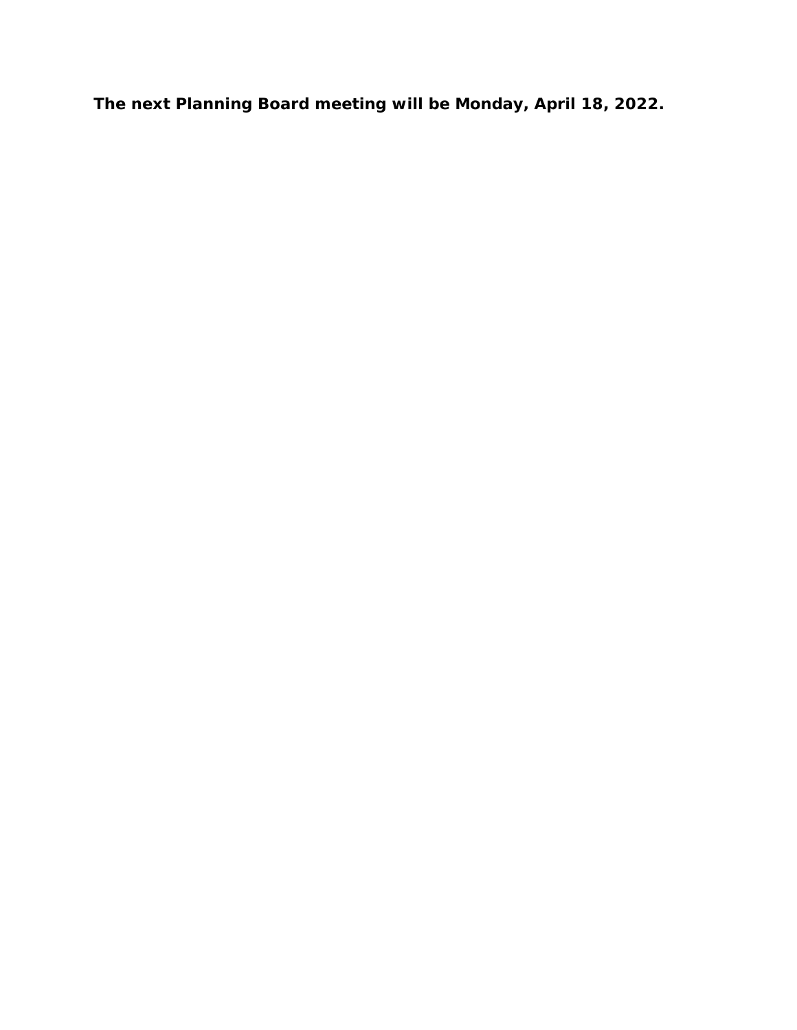**The next Planning Board meeting will be Monday, April 18, 2022.**